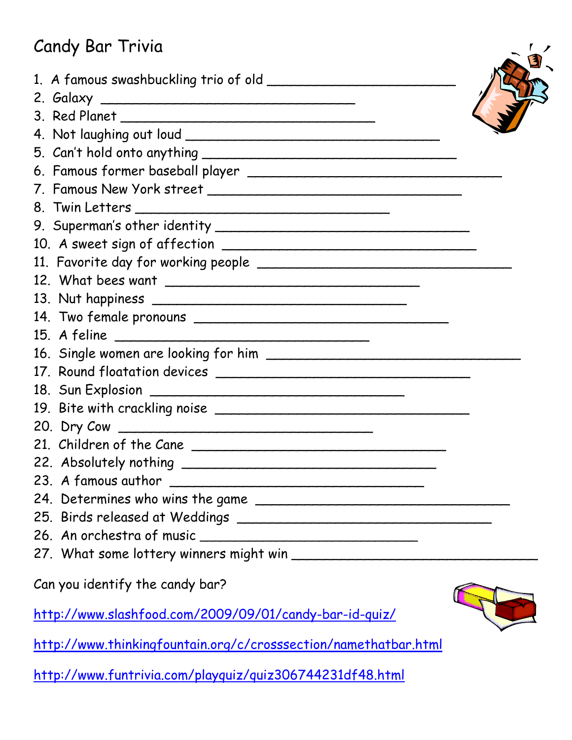# Candy Bar Trivia

1. A famous swashbuckling trio of old ________________________
2. Galaxy ________________________________
3. Red Planet ________________________________
4. Not laughing out loud ________________________________
5. Can't hold onto anything ________________________________
6. Famous former baseball player ________________________________
7. Famous New York street ________________________________
8. Twin Letters ________________________________
9. Superman's other identity ________________________________
10. A sweet sign of affection ________________________________
11. Favorite day for working people ________________________________
12. What bees want ________________________________
13. Nut happiness ________________________________
14. Two female pronouns ________________________________
15. A feline ________________________________
16. Single women are looking for him ________________________________
17. Round floatation devices ________________________________
18. Sun Explosion ________________________________
19. Bite with crackling noise ________________________________
20. Dry Cow ________________________________
21. Children of the Cane ________________________________
22. Absolutely nothing ________________________________
23. A famous author ________________________________
24. Determines who wins the game ________________________________
25. Birds released at Weddings ________________________________
26. An orchestra of music ____________________________
27. What some lottery winners might win ________________________________

Can you identify the candy bar?

http://www.slashfood.com/2009/09/01/candy-bar-id-quiz/

http://www.thinkingfountain.org/c/crosssection/namethatbar.html

http://www.funtrivia.com/playquiz/quiz306744231df48.html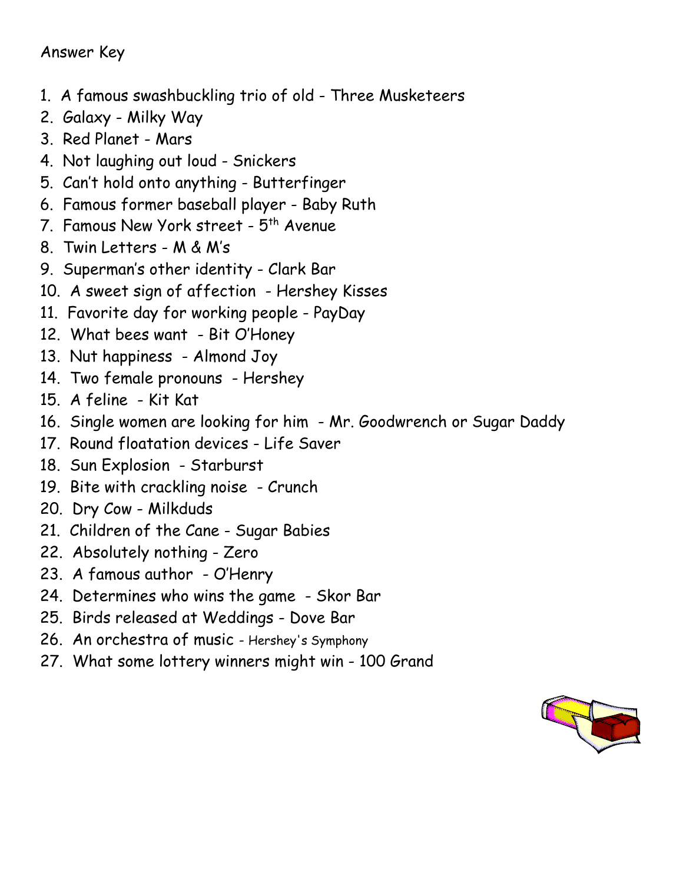Answer Key

1. A famous swashbuckling trio of old - Three Musketeers
2. Galaxy - Milky Way
3. Red Planet - Mars
4. Not laughing out loud - Snickers
5. Can't hold onto anything - Butterfinger
6. Famous former baseball player - Baby Ruth
7. Famous New York street - 5th Avenue
8. Twin Letters - M & M's
9. Superman's other identity - Clark Bar
10. A sweet sign of affection - Hershey Kisses
11. Favorite day for working people - PayDay
12. What bees want - Bit O'Honey
13. Nut happiness - Almond Joy
14. Two female pronouns - Hershey
15. A feline - Kit Kat
16. Single women are looking for him - Mr. Goodwrench or Sugar Daddy
17. Round floatation devices - Life Saver
18. Sun Explosion - Starburst
19. Bite with crackling noise - Crunch
20. Dry Cow - Milkduds
21. Children of the Cane - Sugar Babies
22. Absolutely nothing - Zero
23. A famous author - O'Henry
24. Determines who wins the game - Skor Bar
25. Birds released at Weddings - Dove Bar
26. An orchestra of music - Hershey's Symphony
27. What some lottery winners might win - 100 Grand